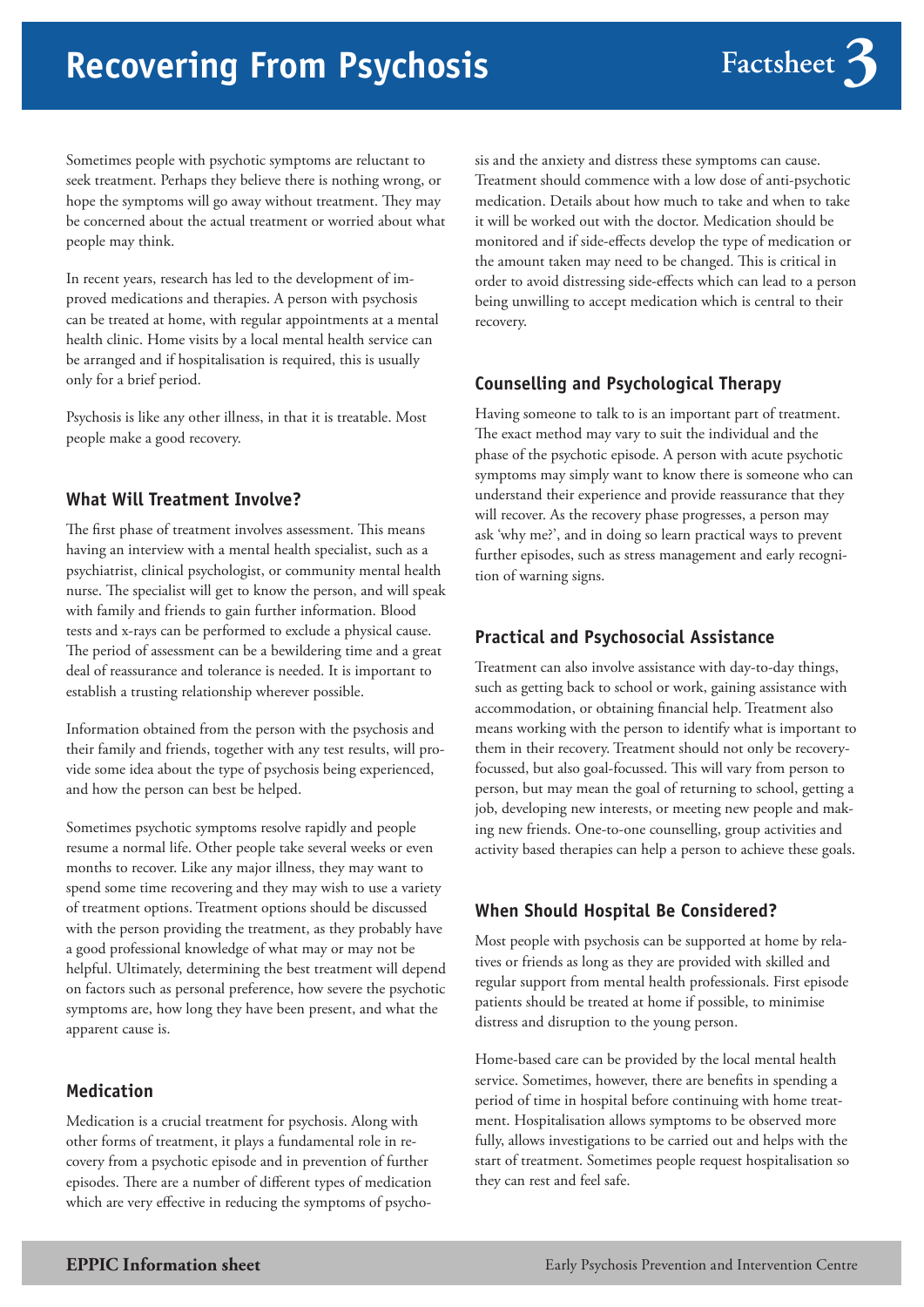# Recovering From Psychosis

**Factsheet 3**

Sometimes people with psychotic symptoms are reluctant to seek treatment. Perhaps they believe there is nothing wrong, or hope the symptoms will go away without treatment. They may be concerned about the actual treatment or worried about what people may think.

In recent years, research has led to the development of improved medications and therapies. A person with psychosis can be treated at home, with regular appointments at a mental health clinic. Home visits by a local mental health service can be arranged and if hospitalisation is required, this is usually only for a brief period.

Psychosis is like any other illness, in that it is treatable. Most people make a good recovery.

## What Will Treatment Involve?

The first phase of treatment involves assessment. This means having an interview with a mental health specialist, such as a psychiatrist, clinical psychologist, or community mental health nurse. The specialist will get to know the person, and will speak with family and friends to gain further information. Blood tests and x-rays can be performed to exclude a physical cause. The period of assessment can be a bewildering time and a great deal of reassurance and tolerance is needed. It is important to establish a trusting relationship wherever possible.

Information obtained from the person with the psychosis and their family and friends, together with any test results, will provide some idea about the type of psychosis being experienced, and how the person can best be helped.

Sometimes psychotic symptoms resolve rapidly and people resume a normal life. Other people take several weeks or even months to recover. Like any major illness, they may want to spend some time recovering and they may wish to use a variety of treatment options. Treatment options should be discussed with the person providing the treatment, as they probably have a good professional knowledge of what may or may not be helpful. Ultimately, determining the best treatment will depend on factors such as personal preference, how severe the psychotic symptoms are, how long they have been present, and what the apparent cause is.

## Medication

Medication is a crucial treatment for psychosis. Along with other forms of treatment, it plays a fundamental role in recovery from a psychotic episode and in prevention of further episodes. There are a number of different types of medication which are very effective in reducing the symptoms of psychosis and the anxiety and distress these symptoms can cause. Treatment should commence with a low dose of anti-psychotic medication. Details about how much to take and when to take it will be worked out with the doctor. Medication should be monitored and if side-effects develop the type of medication or the amount taken may need to be changed. This is critical in order to avoid distressing side-effects which can lead to a person being unwilling to accept medication which is central to their recovery.

## Counselling and Psychological Therapy

Having someone to talk to is an important part of treatment. The exact method may vary to suit the individual and the phase of the psychotic episode. A person with acute psychotic symptoms may simply want to know there is someone who can understand their experience and provide reassurance that they will recover. As the recovery phase progresses, a person may ask 'why me?', and in doing so learn practical ways to prevent further episodes, such as stress management and early recognition of warning signs.

## Practical and Psychosocial Assistance

Treatment can also involve assistance with day-to-day things, such as getting back to school or work, gaining assistance with accommodation, or obtaining financial help. Treatment also means working with the person to identify what is important to them in their recovery. Treatment should not only be recovery-focussed, but also goal-focussed. This will vary from person to person, but may mean the goal of returning to school, getting a job, developing new interests, or meeting new people and making new friends. One-to-one counselling, group activities and activity based therapies can help a person to achieve these goals.

## When Should Hospital Be Considered?

Most people with psychosis can be supported at home by relatives or friends as long as they are provided with skilled and regular support from mental health professionals. First episode patients should be treated at home if possible, to minimise distress and disruption to the young person.

Home-based care can be provided by the local mental health service. Sometimes, however, there are benefits in spending a period of time in hospital before continuing with home treatment. Hospitalisation allows symptoms to be observed more fully, allows investigations to be carried out and helps with the start of treatment. Sometimes people request hospitalisation so they can rest and feel safe.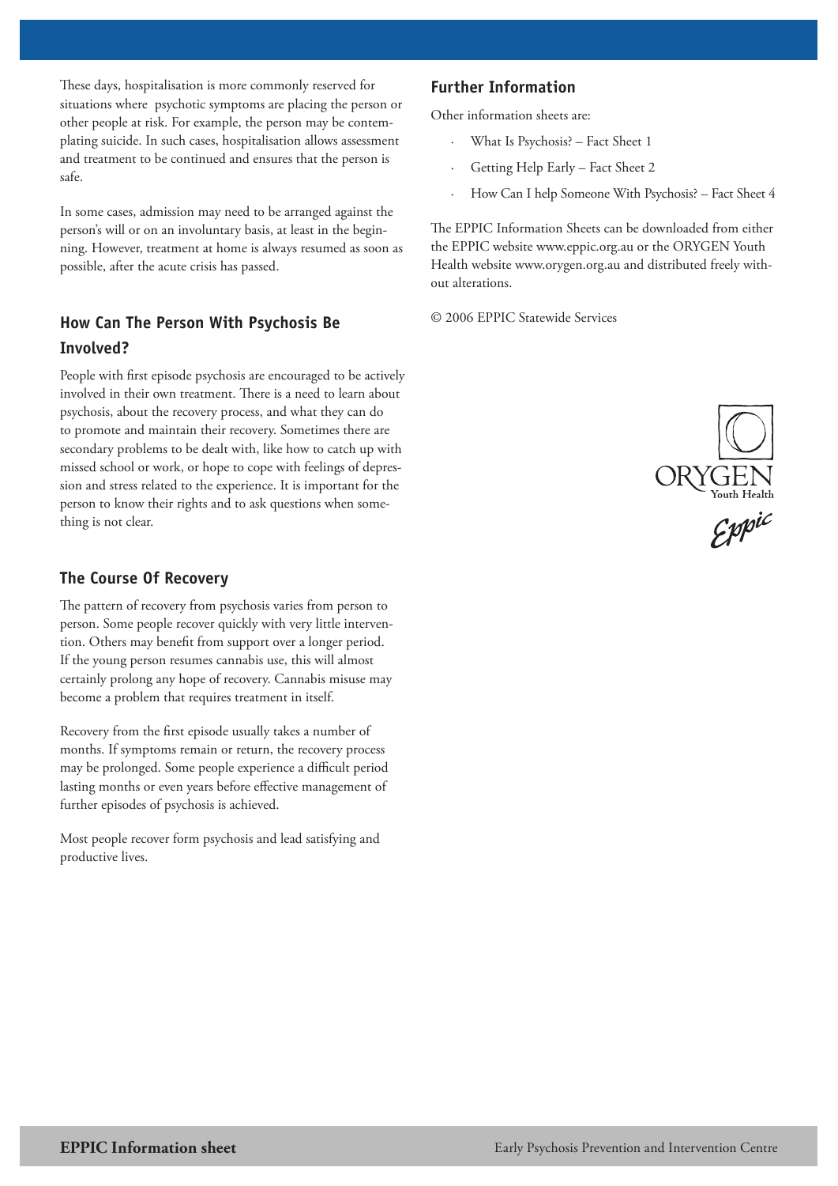These days, hospitalisation is more commonly reserved for situations where psychotic symptoms are placing the person or other people at risk. For example, the person may be contemplating suicide. In such cases, hospitalisation allows assessment and treatment to be continued and ensures that the person is safe.

In some cases, admission may need to be arranged against the person's will or on an involuntary basis, at least in the beginning. However, treatment at home is always resumed as soon as possible, after the acute crisis has passed.

## How Can The Person With Psychosis Be Involved?

People with first episode psychosis are encouraged to be actively involved in their own treatment. There is a need to learn about psychosis, about the recovery process, and what they can do to promote and maintain their recovery. Sometimes there are secondary problems to be dealt with, like how to catch up with missed school or work, or hope to cope with feelings of depression and stress related to the experience. It is important for the person to know their rights and to ask questions when something is not clear.

## The Course Of Recovery

The pattern of recovery from psychosis varies from person to person. Some people recover quickly with very little intervention. Others may benefit from support over a longer period. If the young person resumes cannabis use, this will almost certainly prolong any hope of recovery. Cannabis misuse may become a problem that requires treatment in itself.

Recovery from the first episode usually takes a number of months. If symptoms remain or return, the recovery process may be prolonged. Some people experience a difficult period lasting months or even years before effective management of further episodes of psychosis is achieved.

Most people recover form psychosis and lead satisfying and productive lives.

## Further Information

Other information sheets are:

- What Is Psychosis? – Fact Sheet 1
- Getting Help Early – Fact Sheet 2
- How Can I help Someone With Psychosis? – Fact Sheet 4

The EPPIC Information Sheets can be downloaded from either the EPPIC website www.eppic.org.au or the ORYGEN Youth Health website www.orygen.org.au and distributed freely without alterations.

© 2006 EPPIC Statewide Services

ORYGEN Youth Health

Eppic